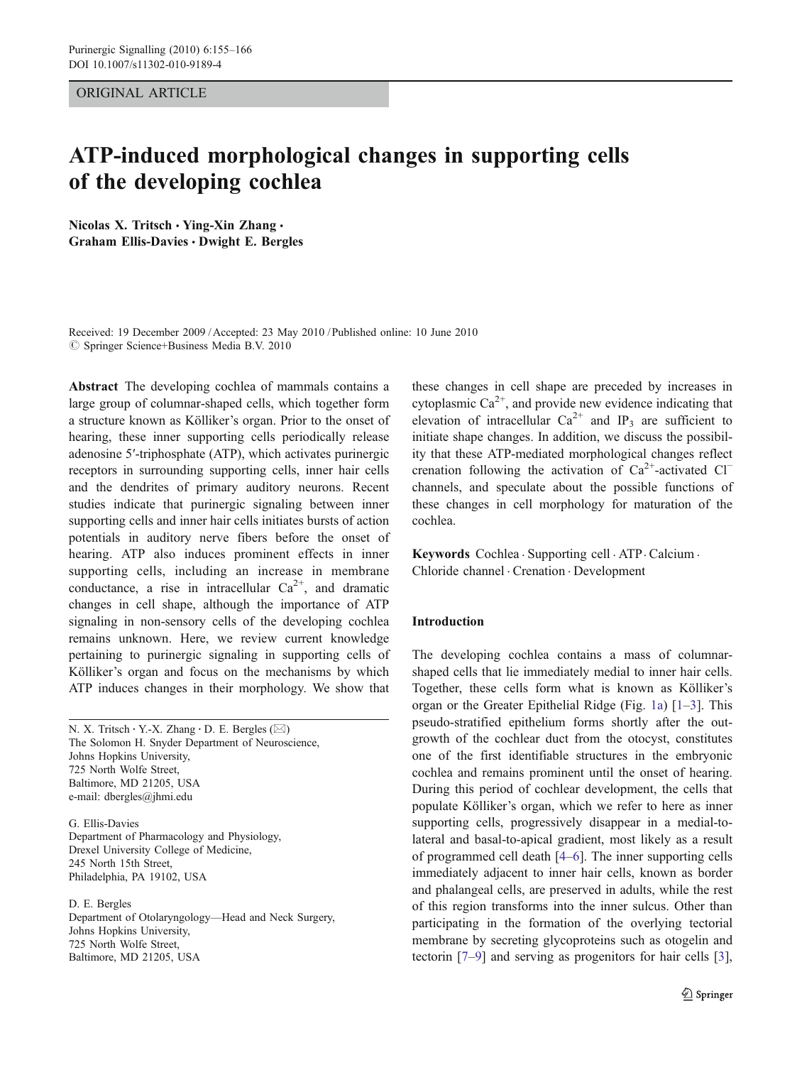ORIGINAL ARTICLE

# ATP-induced morphological changes in supporting cells of the developing cochlea

Nicolas X. Tritsch · Ying-Xin Zhang · Graham Ellis-Davies · Dwight E. Bergles

Received: 19 December 2009 / Accepted: 23 May 2010 / Published online: 10 June 2010
© Springer Science+Business Media B.V. 2010

**Abstract** The developing cochlea of mammals contains a large group of columnar-shaped cells, which together form a structure known as Kölliker's organ. Prior to the onset of hearing, these inner supporting cells periodically release adenosine 5′-triphosphate (ATP), which activates purinergic receptors in surrounding supporting cells, inner hair cells and the dendrites of primary auditory neurons. Recent studies indicate that purinergic signaling between inner supporting cells and inner hair cells initiates bursts of action potentials in auditory nerve fibers before the onset of hearing. ATP also induces prominent effects in inner supporting cells, including an increase in membrane conductance, a rise in intracellular $Ca^{2+}$, and dramatic changes in cell shape, although the importance of ATP signaling in non-sensory cells of the developing cochlea remains unknown. Here, we review current knowledge pertaining to purinergic signaling in supporting cells of Kölliker's organ and focus on the mechanisms by which ATP induces changes in their morphology. We show that these changes in cell shape are preceded by increases in cytoplasmic $Ca^{2+}$, and provide new evidence indicating that elevation of intracellular $Ca^{2+}$ and $IP_3$ are sufficient to initiate shape changes. In addition, we discuss the possibility that these ATP-mediated morphological changes reflect crenation following the activation of $Ca^{2+}$-activated $Cl^-$ channels, and speculate about the possible functions of these changes in cell morphology for maturation of the cochlea.

**Keywords** Cochlea · Supporting cell · ATP · Calcium · Chloride channel · Crenation · Development

N. X. Tritsch · Y.-X. Zhang · D. E. Bergles (✉)
The Solomon H. Snyder Department of Neuroscience, Johns Hopkins University, 725 North Wolfe Street, Baltimore, MD 21205, USA
e-mail: dbergles@jhmi.edu

G. Ellis-Davies
Department of Pharmacology and Physiology, Drexel University College of Medicine, 245 North 15th Street, Philadelphia, PA 19102, USA

D. E. Bergles
Department of Otolaryngology—Head and Neck Surgery, Johns Hopkins University, 725 North Wolfe Street, Baltimore, MD 21205, USA

## Introduction

The developing cochlea contains a mass of columnar-shaped cells that lie immediately medial to inner hair cells. Together, these cells form what is known as Kölliker's organ or the Greater Epithelial Ridge (Fig. 1a) [1–3]. This pseudo-stratified epithelium forms shortly after the outgrowth of the cochlear duct from the otocyst, constitutes one of the first identifiable structures in the embryonic cochlea and remains prominent until the onset of hearing. During this period of cochlear development, the cells that populate Kölliker's organ, which we refer to here as inner supporting cells, progressively disappear in a medial-to-lateral and basal-to-apical gradient, most likely as a result of programmed cell death [4–6]. The inner supporting cells immediately adjacent to inner hair cells, known as border and phalangeal cells, are preserved in adults, while the rest of this region transforms into the inner sulcus. Other than participating in the formation of the overlying tectorial membrane by secreting glycoproteins such as otogelin and tectorin [7–9] and serving as progenitors for hair cells [3],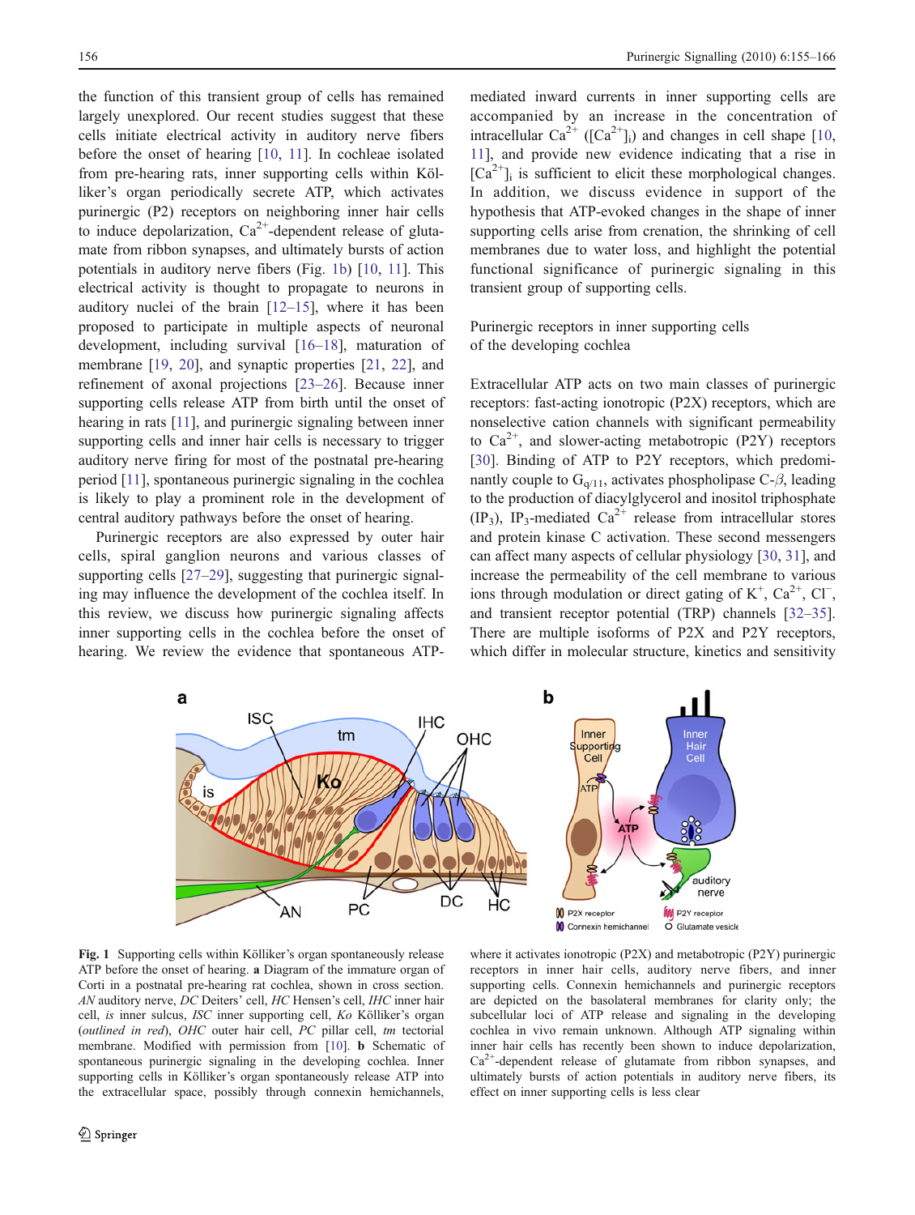the function of this transient group of cells has remained largely unexplored. Our recent studies suggest that these cells initiate electrical activity in auditory nerve fibers before the onset of hearing [10, 11]. In cochleae isolated from pre-hearing rats, inner supporting cells within Kölliker's organ periodically secrete ATP, which activates purinergic (P2) receptors on neighboring inner hair cells to induce depolarization, $Ca^{2+}$-dependent release of glutamate from ribbon synapses, and ultimately bursts of action potentials in auditory nerve fibers (Fig. 1b) [10, 11]. This electrical activity is thought to propagate to neurons in auditory nuclei of the brain [12–15], where it has been proposed to participate in multiple aspects of neuronal development, including survival [16–18], maturation of membrane [19, 20], and synaptic properties [21, 22], and refinement of axonal projections [23–26]. Because inner supporting cells release ATP from birth until the onset of hearing in rats [11], and purinergic signaling between inner supporting cells and inner hair cells is necessary to trigger auditory nerve firing for most of the postnatal pre-hearing period [11], spontaneous purinergic signaling in the cochlea is likely to play a prominent role in the development of central auditory pathways before the onset of hearing.

Purinergic receptors are also expressed by outer hair cells, spiral ganglion neurons and various classes of supporting cells [27–29], suggesting that purinergic signaling may influence the development of the cochlea itself. In this review, we discuss how purinergic signaling affects inner supporting cells in the cochlea before the onset of hearing. We review the evidence that spontaneous ATP-mediated inward currents in inner supporting cells are accompanied by an increase in the concentration of intracellular $Ca^{2+}$ ($[Ca^{2+}]_i$) and changes in cell shape [10, 11], and provide new evidence indicating that a rise in $[Ca^{2+}]_i$ is sufficient to elicit these morphological changes. In addition, we discuss evidence in support of the hypothesis that ATP-evoked changes in the shape of inner supporting cells arise from crenation, the shrinking of cell membranes due to water loss, and highlight the potential functional significance of purinergic signaling in this transient group of supporting cells.

## Purinergic receptors in inner supporting cells of the developing cochlea

Extracellular ATP acts on two main classes of purinergic receptors: fast-acting ionotropic (P2X) receptors, which are nonselective cation channels with significant permeability to $Ca^{2+}$, and slower-acting metabotropic (P2Y) receptors [30]. Binding of ATP to P2Y receptors, which predominantly couple to $G_{q/11}$, activates phospholipase C-$\beta$, leading to the production of diacylglycerol and inositol triphosphate ($IP_3$), $IP_3$-mediated $Ca^{2+}$ release from intracellular stores and protein kinase C activation. These second messengers can affect many aspects of cellular physiology [30, 31], and increase the permeability of the cell membrane to various ions through modulation or direct gating of $K^+$, $Ca^{2+}$, $Cl^-$, and transient receptor potential (TRP) channels [32–35]. There are multiple isoforms of P2X and P2Y receptors, which differ in molecular structure, kinetics and sensitivity

**Fig. 1** Supporting cells within Kölliker's organ spontaneously release ATP before the onset of hearing. **a** Diagram of the immature organ of Corti in a postnatal pre-hearing rat cochlea, shown in cross section. *AN* auditory nerve, *DC* Deiters' cell, *HC* Hensen's cell, *IHC* inner hair cell, *is* inner sulcus, *ISC* inner supporting cell, *Ko* Kölliker's organ (*outlined in red*), *OHC* outer hair cell, *PC* pillar cell, *tm* tectorial membrane. Modified with permission from [10]. **b** Schematic of spontaneous purinergic signaling in the developing cochlea. Inner supporting cells in Kölliker's organ spontaneously release ATP into the extracellular space, possibly through connexin hemichannels, where it activates ionotropic (P2X) and metabotropic (P2Y) purinergic receptors in inner hair cells, auditory nerve fibers, and inner supporting cells. Connexin hemichannels and purinergic receptors are depicted on the basolateral membranes for clarity only; the subcellular loci of ATP release and signaling in the developing cochlea in vivo remain unknown. Although ATP signaling within inner hair cells has recently been shown to induce depolarization, $Ca^{2+}$-dependent release of glutamate from ribbon synapses, and ultimately bursts of action potentials in auditory nerve fibers, its effect on inner supporting cells is less clear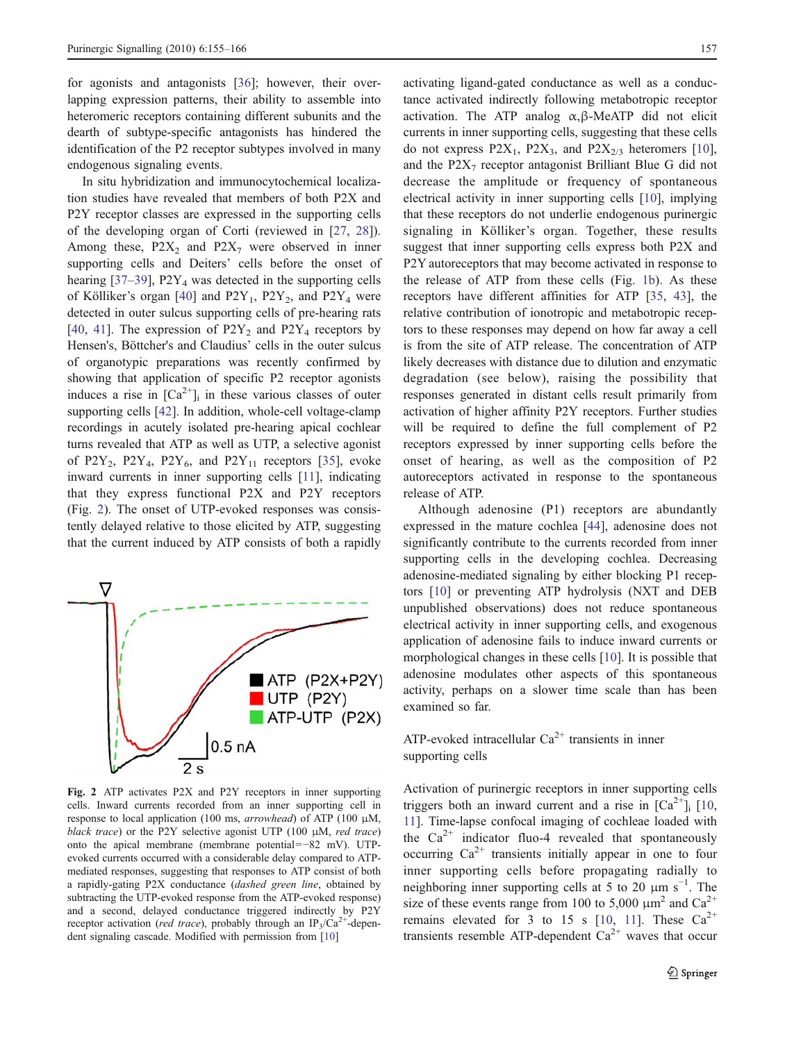for agonists and antagonists [36]; however, their overlapping expression patterns, their ability to assemble into heteromeric receptors containing different subunits and the dearth of subtype-specific antagonists has hindered the identification of the P2 receptor subtypes involved in many endogenous signaling events.

In situ hybridization and immunocytochemical localization studies have revealed that members of both P2X and P2Y receptor classes are expressed in the supporting cells of the developing organ of Corti (reviewed in [27, 28]). Among these, $P2X_2$ and $P2X_7$ were observed in inner supporting cells and Deiters' cells before the onset of hearing [37–39], $P2Y_4$ was detected in the supporting cells of Kölliker's organ [40] and $P2Y_1$, $P2Y_2$, and $P2Y_4$ were detected in outer sulcus supporting cells of pre-hearing rats [40, 41]. The expression of $P2Y_2$ and $P2Y_4$ receptors by Hensen's, Böttcher's and Claudius' cells in the outer sulcus of organotypic preparations was recently confirmed by showing that application of specific P2 receptor agonists induces a rise in $[Ca^{2+}]_i$ in these various classes of outer supporting cells [42]. In addition, whole-cell voltage-clamp recordings in acutely isolated pre-hearing apical cochlear turns revealed that ATP as well as UTP, a selective agonist of $P2Y_2$, $P2Y_4$, $P2Y_6$, and $P2Y_{11}$ receptors [35], evoke inward currents in inner supporting cells [11], indicating that they express functional P2X and P2Y receptors (Fig. 2). The onset of UTP-evoked responses was consistently delayed relative to those elicited by ATP, suggesting that the current induced by ATP consists of both a rapidly activating ligand-gated conductance as well as a conductance activated indirectly following metabotropic receptor activation. The ATP analog α,β-MeATP did not elicit currents in inner supporting cells, suggesting that these cells do not express $P2X_1$, $P2X_3$, and $P2X_{2/3}$ heteromers [10], and the $P2X_7$ receptor antagonist Brilliant Blue G did not decrease the amplitude or frequency of spontaneous electrical activity in inner supporting cells [10], implying that these receptors do not underlie endogenous purinergic signaling in Kölliker's organ. Together, these results suggest that inner supporting cells express both P2X and P2Y autoreceptors that may become activated in response to the release of ATP from these cells (Fig. 1b). As these receptors have different affinities for ATP [35, 43], the relative contribution of ionotropic and metabotropic receptors to these responses may depend on how far away a cell is from the site of ATP release. The concentration of ATP likely decreases with distance due to dilution and enzymatic degradation (see below), raising the possibility that responses generated in distant cells result primarily from activation of higher affinity P2Y receptors. Further studies will be required to define the full complement of P2 receptors expressed by inner supporting cells before the onset of hearing, as well as the composition of P2 autoreceptors activated in response to the spontaneous release of ATP.

Although adenosine (P1) receptors are abundantly expressed in the mature cochlea [44], adenosine does not significantly contribute to the currents recorded from inner supporting cells in the developing cochlea. Decreasing adenosine-mediated signaling by either blocking P1 receptors [10] or preventing ATP hydrolysis (NXT and DEB unpublished observations) does not reduce spontaneous electrical activity in inner supporting cells, and exogenous application of adenosine fails to induce inward currents or morphological changes in these cells [10]. It is possible that adenosine modulates other aspects of this spontaneous activity, perhaps on a slower time scale than has been examined so far.

**Fig. 2** ATP activates P2X and P2Y receptors in inner supporting cells. Inward currents recorded from an inner supporting cell in response to local application (100 ms, *arrowhead*) of ATP (100 μM, *black trace*) or the P2Y selective agonist UTP (100 μM, *red trace*) onto the apical membrane (membrane potential=−82 mV). UTP-evoked currents occurred with a considerable delay compared to ATP-mediated responses, suggesting that responses to ATP consist of both a rapidly-gating P2X conductance (*dashed green line*, obtained by subtracting the UTP-evoked response from the ATP-evoked response) and a second, delayed conductance triggered indirectly by P2Y receptor activation (*red trace*), probably through an $IP_3/Ca^{2+}$-dependent signaling cascade. Modified with permission from [10]

## ATP-evoked intracellular $Ca^{2+}$ transients in inner supporting cells

Activation of purinergic receptors in inner supporting cells triggers both an inward current and a rise in $[Ca^{2+}]_i$ [10, 11]. Time-lapse confocal imaging of cochleae loaded with the $Ca^{2+}$ indicator fluo-4 revealed that spontaneously occurring $Ca^{2+}$ transients initially appear in one to four inner supporting cells before propagating radially to neighboring inner supporting cells at 5 to 20 μm $s^{-1}$. The size of these events range from 100 to 5,000 $\mu m^2$ and $Ca^{2+}$ remains elevated for 3 to 15 s [10, 11]. These $Ca^{2+}$ transients resemble ATP-dependent $Ca^{2+}$ waves that occur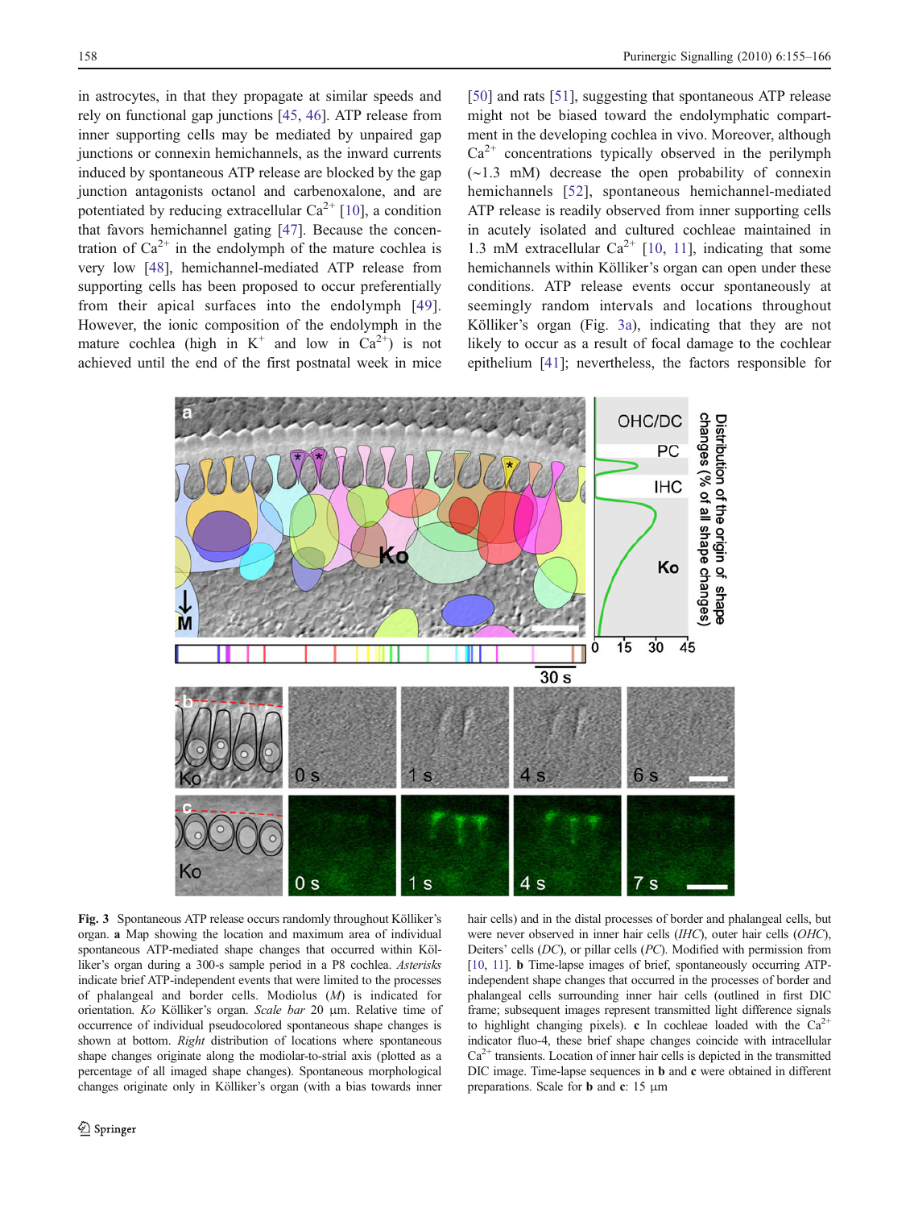in astrocytes, in that they propagate at similar speeds and rely on functional gap junctions [45, 46]. ATP release from inner supporting cells may be mediated by unpaired gap junctions or connexin hemichannels, as the inward currents induced by spontaneous ATP release are blocked by the gap junction antagonists octanol and carbenoxalone, and are potentiated by reducing extracellular $Ca^{2+}$ [10], a condition that favors hemichannel gating [47]. Because the concentration of $Ca^{2+}$ in the endolymph of the mature cochlea is very low [48], hemichannel-mediated ATP release from supporting cells has been proposed to occur preferentially from their apical surfaces into the endolymph [49]. However, the ionic composition of the endolymph in the mature cochlea (high in $K^+$ and low in $Ca^{2+}$) is not achieved until the end of the first postnatal week in mice [50] and rats [51], suggesting that spontaneous ATP release might not be biased toward the endolymphatic compartment in the developing cochlea in vivo. Moreover, although $Ca^{2+}$ concentrations typically observed in the perilymph (~1.3 mM) decrease the open probability of connexin hemichannels [52], spontaneous hemichannel-mediated ATP release is readily observed from inner supporting cells in acutely isolated and cultured cochleae maintained in 1.3 mM extracellular $Ca^{2+}$ [10, 11], indicating that some hemichannels within Kölliker's organ can open under these conditions. ATP release events occur spontaneously at seemingly random intervals and locations throughout Kölliker's organ (Fig. 3a), indicating that they are not likely to occur as a result of focal damage to the cochlear epithelium [41]; nevertheless, the factors responsible for

**Fig. 3** Spontaneous ATP release occurs randomly throughout Kölliker's organ. **a** Map showing the location and maximum area of individual spontaneous ATP-mediated shape changes that occurred within Kölliker's organ during a 300-s sample period in a P8 cochlea. *Asterisks* indicate brief ATP-independent events that were limited to the processes of phalangeal and border cells. Modiolus (*M*) is indicated for orientation. *Ko* Kölliker's organ. *Scale bar* 20 µm. Relative time of occurrence of individual pseudocolored spontaneous shape changes is shown at bottom. *Right* distribution of locations where spontaneous shape changes originate along the modiolar-to-strial axis (plotted as a percentage of all imaged shape changes). Spontaneous morphological changes originate only in Kölliker's organ (with a bias towards inner hair cells) and in the distal processes of border and phalangeal cells, but were never observed in inner hair cells (*IHC*), outer hair cells (*OHC*), Deiters' cells (*DC*), or pillar cells (*PC*). Modified with permission from [10, 11]. **b** Time-lapse images of brief, spontaneously occurring ATP-independent shape changes that occurred in the processes of border and phalangeal cells surrounding inner hair cells (outlined in first DIC frame; subsequent images represent transmitted light difference signals to highlight changing pixels). **c** In cochleae loaded with the $Ca^{2+}$ indicator fluo-4, these brief shape changes coincide with intracellular $Ca^{2+}$ transients. Location of inner hair cells is depicted in the transmitted DIC image. Time-lapse sequences in **b** and **c** were obtained in different preparations. Scale for **b** and **c**: 15 µm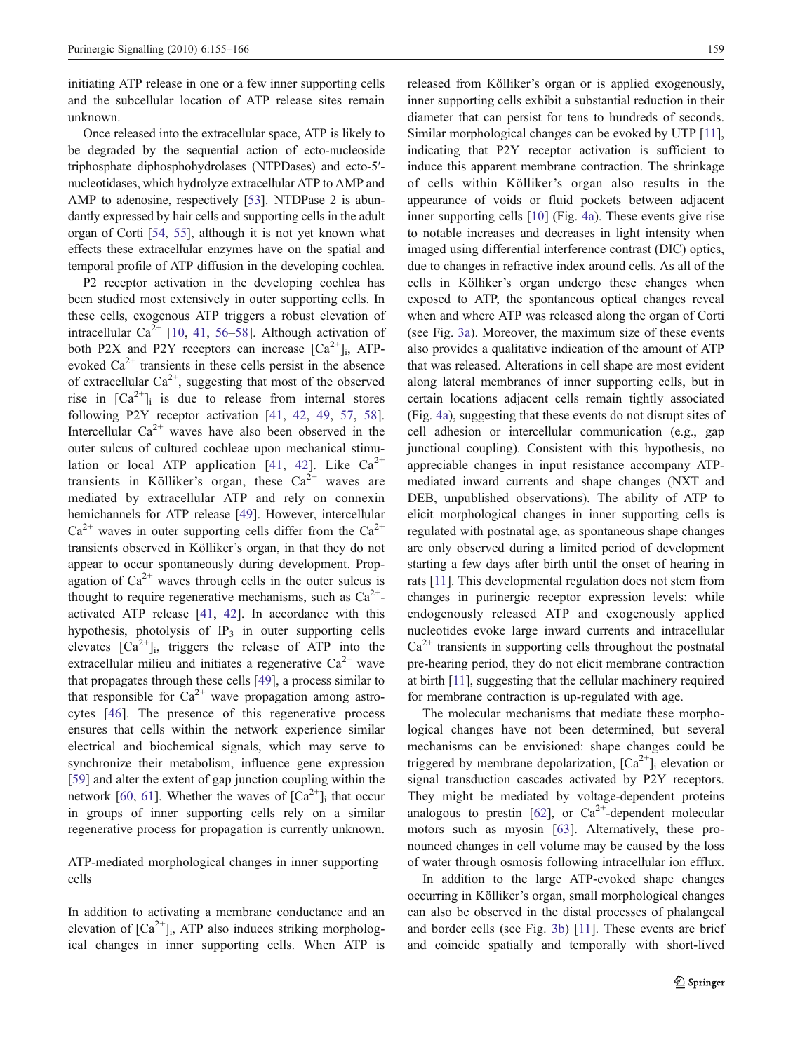initiating ATP release in one or a few inner supporting cells and the subcellular location of ATP release sites remain unknown.

Once released into the extracellular space, ATP is likely to be degraded by the sequential action of ecto-nucleoside triphosphate diphosphohydrolases (NTPDases) and ecto-5′-nucleotidases, which hydrolyze extracellular ATP to AMP and AMP to adenosine, respectively [53]. NTDPase 2 is abundantly expressed by hair cells and supporting cells in the adult organ of Corti [54, 55], although it is not yet known what effects these extracellular enzymes have on the spatial and temporal profile of ATP diffusion in the developing cochlea.

P2 receptor activation in the developing cochlea has been studied most extensively in outer supporting cells. In these cells, exogenous ATP triggers a robust elevation of intracellular $Ca^{2+}$ [10, 41, 56–58]. Although activation of both P2X and P2Y receptors can increase $[Ca^{2+}]_i$, ATP-evoked $Ca^{2+}$ transients in these cells persist in the absence of extracellular $Ca^{2+}$, suggesting that most of the observed rise in $[Ca^{2+}]_i$ is due to release from internal stores following P2Y receptor activation [41, 42, 49, 57, 58]. Intercellular $Ca^{2+}$ waves have also been observed in the outer sulcus of cultured cochleae upon mechanical stimulation or local ATP application [41, 42]. Like $Ca^{2+}$ transients in Kölliker's organ, these $Ca^{2+}$ waves are mediated by extracellular ATP and rely on connexin hemichannels for ATP release [49]. However, intercellular $Ca^{2+}$ waves in outer supporting cells differ from the $Ca^{2+}$ transients observed in Kölliker's organ, in that they do not appear to occur spontaneously during development. Propagation of $Ca^{2+}$ waves through cells in the outer sulcus is thought to require regenerative mechanisms, such as $Ca^{2+}$-activated ATP release [41, 42]. In accordance with this hypothesis, photolysis of $IP_3$ in outer supporting cells elevates $[Ca^{2+}]_i$, triggers the release of ATP into the extracellular milieu and initiates a regenerative $Ca^{2+}$ wave that propagates through these cells [49], a process similar to that responsible for $Ca^{2+}$ wave propagation among astrocytes [46]. The presence of this regenerative process ensures that cells within the network experience similar electrical and biochemical signals, which may serve to synchronize their metabolism, influence gene expression [59] and alter the extent of gap junction coupling within the network [60, 61]. Whether the waves of $[Ca^{2+}]_i$ that occur in groups of inner supporting cells rely on a similar regenerative process for propagation is currently unknown.

## ATP-mediated morphological changes in inner supporting cells

In addition to activating a membrane conductance and an elevation of $[Ca^{2+}]_i$, ATP also induces striking morphological changes in inner supporting cells. When ATP is released from Kölliker's organ or is applied exogenously, inner supporting cells exhibit a substantial reduction in their diameter that can persist for tens to hundreds of seconds. Similar morphological changes can be evoked by UTP [11], indicating that P2Y receptor activation is sufficient to induce this apparent membrane contraction. The shrinkage of cells within Kölliker's organ also results in the appearance of voids or fluid pockets between adjacent inner supporting cells [10] (Fig. 4a). These events give rise to notable increases and decreases in light intensity when imaged using differential interference contrast (DIC) optics, due to changes in refractive index around cells. As all of the cells in Kölliker's organ undergo these changes when exposed to ATP, the spontaneous optical changes reveal when and where ATP was released along the organ of Corti (see Fig. 3a). Moreover, the maximum size of these events also provides a qualitative indication of the amount of ATP that was released. Alterations in cell shape are most evident along lateral membranes of inner supporting cells, but in certain locations adjacent cells remain tightly associated (Fig. 4a), suggesting that these events do not disrupt sites of cell adhesion or intercellular communication (e.g., gap junctional coupling). Consistent with this hypothesis, no appreciable changes in input resistance accompany ATP-mediated inward currents and shape changes (NXT and DEB, unpublished observations). The ability of ATP to elicit morphological changes in inner supporting cells is regulated with postnatal age, as spontaneous shape changes are only observed during a limited period of development starting a few days after birth until the onset of hearing in rats [11]. This developmental regulation does not stem from changes in purinergic receptor expression levels: while endogenously released ATP and exogenously applied nucleotides evoke large inward currents and intracellular $Ca^{2+}$ transients in supporting cells throughout the postnatal pre-hearing period, they do not elicit membrane contraction at birth [11], suggesting that the cellular machinery required for membrane contraction is up-regulated with age.

The molecular mechanisms that mediate these morphological changes have not been determined, but several mechanisms can be envisioned: shape changes could be triggered by membrane depolarization, $[Ca^{2+}]_i$ elevation or signal transduction cascades activated by P2Y receptors. They might be mediated by voltage-dependent proteins analogous to prestin [62], or $Ca^{2+}$-dependent molecular motors such as myosin [63]. Alternatively, these pronounced changes in cell volume may be caused by the loss of water through osmosis following intracellular ion efflux.

In addition to the large ATP-evoked shape changes occurring in Kölliker's organ, small morphological changes can also be observed in the distal processes of phalangeal and border cells (see Fig. 3b) [11]. These events are brief and coincide spatially and temporally with short-lived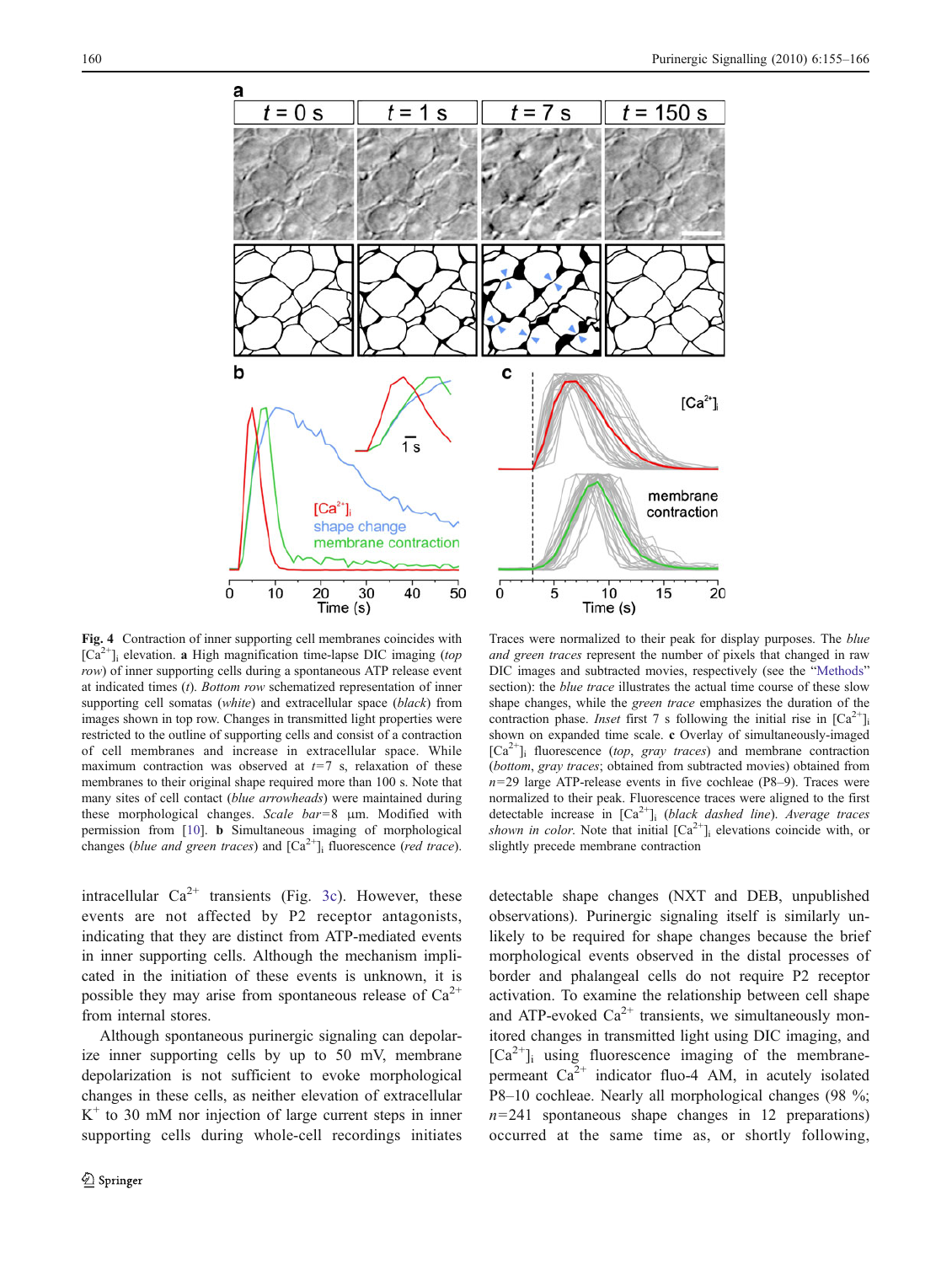**Fig. 4** Contraction of inner supporting cell membranes coincides with $[Ca^{2+}]_i$ elevation. **a** High magnification time-lapse DIC imaging (*top row*) of inner supporting cells during a spontaneous ATP release event at indicated times (*t*). *Bottom row* schematized representation of inner supporting cell somatas (*white*) and extracellular space (*black*) from images shown in top row. Changes in transmitted light properties were restricted to the outline of supporting cells and consist of a contraction of cell membranes and increase in extracellular space. While maximum contraction was observed at *t*=7 s, relaxation of these membranes to their original shape required more than 100 s. Note that many sites of cell contact (*blue arrowheads*) were maintained during these morphological changes. *Scale bar*=8 μm. Modified with permission from [10]. **b** Simultaneous imaging of morphological changes (*blue and green traces*) and $[Ca^{2+}]_i$ fluorescence (*red trace*). Traces were normalized to their peak for display purposes. The *blue and green traces* represent the number of pixels that changed in raw DIC images and subtracted movies, respectively (see the "Methods" section): the *blue trace* illustrates the actual time course of these slow shape changes, while the *green trace* emphasizes the duration of the contraction phase. *Inset* first 7 s following the initial rise in $[Ca^{2+}]_i$ shown on expanded time scale. **c** Overlay of simultaneously-imaged $[Ca^{2+}]_i$ fluorescence (*top*, *gray traces*) and membrane contraction (*bottom*, *gray traces*; obtained from subtracted movies) obtained from *n*=29 large ATP-release events in five cochleae (P8–9). Traces were normalized to their peak. Fluorescence traces were aligned to the first detectable increase in $[Ca^{2+}]_i$ (*black dashed line*). *Average traces shown in color*. Note that initial $[Ca^{2+}]_i$ elevations coincide with, or slightly precede membrane contraction

intracellular $Ca^{2+}$ transients (Fig. 3c). However, these events are not affected by P2 receptor antagonists, indicating that they are distinct from ATP-mediated events in inner supporting cells. Although the mechanism implicated in the initiation of these events is unknown, it is possible they may arise from spontaneous release of $Ca^{2+}$ from internal stores.

Although spontaneous purinergic signaling can depolarize inner supporting cells by up to 50 mV, membrane depolarization is not sufficient to evoke morphological changes in these cells, as neither elevation of extracellular $K^+$ to 30 mM nor injection of large current steps in inner supporting cells during whole-cell recordings initiates detectable shape changes (NXT and DEB, unpublished observations). Purinergic signaling itself is similarly unlikely to be required for shape changes because the brief morphological events observed in the distal processes of border and phalangeal cells do not require P2 receptor activation. To examine the relationship between cell shape and ATP-evoked $Ca^{2+}$ transients, we simultaneously monitored changes in transmitted light using DIC imaging, and $[Ca^{2+}]_i$ using fluorescence imaging of the membrane-permeant $Ca^{2+}$ indicator fluo-4 AM, in acutely isolated P8–10 cochleae. Nearly all morphological changes (98 %; *n*=241 spontaneous shape changes in 12 preparations) occurred at the same time as, or shortly following,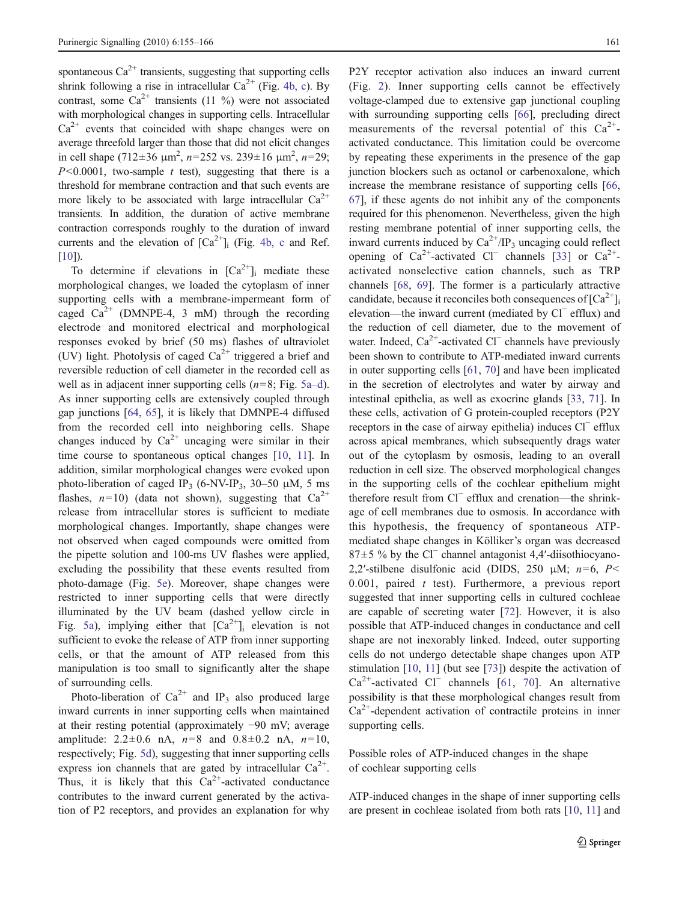spontaneous $Ca^{2+}$ transients, suggesting that supporting cells shrink following a rise in intracellular $Ca^{2+}$ (Fig. 4b, c). By contrast, some $Ca^{2+}$ transients (11 %) were not associated with morphological changes in supporting cells. Intracellular $Ca^{2+}$ events that coincided with shape changes were on average threefold larger than those that did not elicit changes in cell shape (712±36 μm$^2$, $n$=252 vs. 239±16 μm$^2$, $n$=29; $P$<0.0001, two-sample $t$ test), suggesting that there is a threshold for membrane contraction and that such events are more likely to be associated with large intracellular $Ca^{2+}$ transients. In addition, the duration of active membrane contraction corresponds roughly to the duration of inward currents and the elevation of $[Ca^{2+}]_i$ (Fig. 4b, c and Ref. [10]).

To determine if elevations in $[Ca^{2+}]_i$ mediate these morphological changes, we loaded the cytoplasm of inner supporting cells with a membrane-impermeant form of caged $Ca^{2+}$ (DMNPE-4, 3 mM) through the recording electrode and monitored electrical and morphological responses evoked by brief (50 ms) flashes of ultraviolet (UV) light. Photolysis of caged $Ca^{2+}$ triggered a brief and reversible reduction of cell diameter in the recorded cell as well as in adjacent inner supporting cells ($n$=8; Fig. 5a–d). As inner supporting cells are extensively coupled through gap junctions [64, 65], it is likely that DMNPE-4 diffused from the recorded cell into neighboring cells. Shape changes induced by $Ca^{2+}$ uncaging were similar in their time course to spontaneous optical changes [10, 11]. In addition, similar morphological changes were evoked upon photo-liberation of caged $IP_3$ (6-NV-$IP_3$, 30–50 μM, 5 ms flashes, $n$=10) (data not shown), suggesting that $Ca^{2+}$ release from intracellular stores is sufficient to mediate morphological changes. Importantly, shape changes were not observed when caged compounds were omitted from the pipette solution and 100-ms UV flashes were applied, excluding the possibility that these events resulted from photo-damage (Fig. 5e). Moreover, shape changes were restricted to inner supporting cells that were directly illuminated by the UV beam (dashed yellow circle in Fig. 5a), implying either that $[Ca^{2+}]_i$ elevation is not sufficient to evoke the release of ATP from inner supporting cells, or that the amount of ATP released from this manipulation is too small to significantly alter the shape of surrounding cells.

Photo-liberation of $Ca^{2+}$ and $IP_3$ also produced large inward currents in inner supporting cells when maintained at their resting potential (approximately −90 mV; average amplitude: 2.2±0.6 nA, $n$=8 and 0.8±0.2 nA, $n$=10, respectively; Fig. 5d), suggesting that inner supporting cells express ion channels that are gated by intracellular $Ca^{2+}$. Thus, it is likely that this $Ca^{2+}$-activated conductance contributes to the inward current generated by the activation of P2 receptors, and provides an explanation for why P2Y receptor activation also induces an inward current (Fig. 2). Inner supporting cells cannot be effectively voltage-clamped due to extensive gap junctional coupling with surrounding supporting cells [66], precluding direct measurements of the reversal potential of this $Ca^{2+}$-activated conductance. This limitation could be overcome by repeating these experiments in the presence of the gap junction blockers such as octanol or carbenoxalone, which increase the membrane resistance of supporting cells [66, 67], if these agents do not inhibit any of the components required for this phenomenon. Nevertheless, given the high resting membrane potential of inner supporting cells, the inward currents induced by $Ca^{2+}$/$IP_3$ uncaging could reflect opening of $Ca^{2+}$-activated $Cl^-$ channels [33] or $Ca^{2+}$-activated nonselective cation channels, such as TRP channels [68, 69]. The former is a particularly attractive candidate, because it reconciles both consequences of $[Ca^{2+}]_i$ elevation—the inward current (mediated by $Cl^-$ efflux) and the reduction of cell diameter, due to the movement of water. Indeed, $Ca^{2+}$-activated $Cl^-$ channels have previously been shown to contribute to ATP-mediated inward currents in outer supporting cells [61, 70] and have been implicated in the secretion of electrolytes and water by airway and intestinal epithelia, as well as exocrine glands [33, 71]. In these cells, activation of G protein-coupled receptors (P2Y receptors in the case of airway epithelia) induces $Cl^-$ efflux across apical membranes, which subsequently drags water out of the cytoplasm by osmosis, leading to an overall reduction in cell size. The observed morphological changes in the supporting cells of the cochlear epithelium might therefore result from $Cl^-$ efflux and crenation—the shrinkage of cell membranes due to osmosis. In accordance with this hypothesis, the frequency of spontaneous ATP-mediated shape changes in Kölliker's organ was decreased 87±5 % by the $Cl^-$ channel antagonist 4,4′-diisothiocyano-2,2′-stilbene disulfonic acid (DIDS, 250 μM; $n$=6, $P$< 0.001, paired $t$ test). Furthermore, a previous report suggested that inner supporting cells in cultured cochleae are capable of secreting water [72]. However, it is also possible that ATP-induced changes in conductance and cell shape are not inexorably linked. Indeed, outer supporting cells do not undergo detectable shape changes upon ATP stimulation [10, 11] (but see [73]) despite the activation of $Ca^{2+}$-activated $Cl^-$ channels [61, 70]. An alternative possibility is that these morphological changes result from $Ca^{2+}$-dependent activation of contractile proteins in inner supporting cells.

## Possible roles of ATP-induced changes in the shape of cochlear supporting cells

ATP-induced changes in the shape of inner supporting cells are present in cochleae isolated from both rats [10, 11] and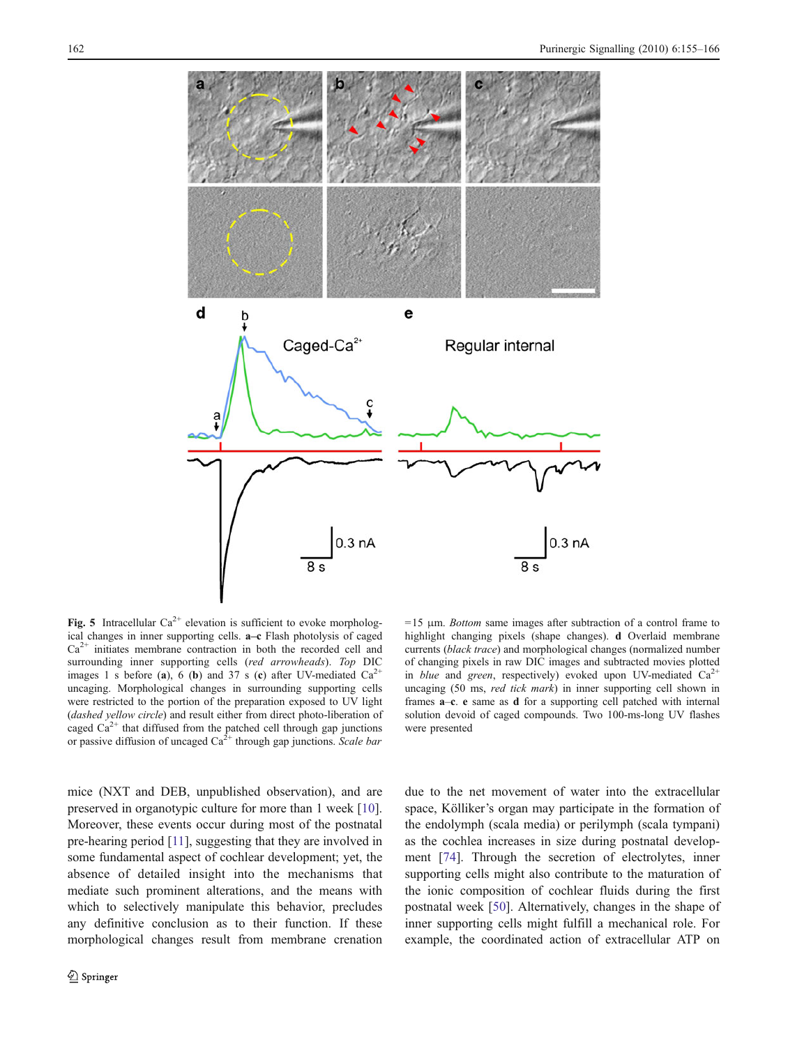**Fig. 5** Intracellular $Ca^{2+}$ elevation is sufficient to evoke morphological changes in inner supporting cells. **a–c** Flash photolysis of caged $Ca^{2+}$ initiates membrane contraction in both the recorded cell and surrounding inner supporting cells (*red arrowheads*). *Top* DIC images 1 s before (**a**), 6 (**b**) and 37 s (**c**) after UV-mediated $Ca^{2+}$ uncaging. Morphological changes in surrounding supporting cells were restricted to the portion of the preparation exposed to UV light (*dashed yellow circle*) and result either from direct photo-liberation of caged $Ca^{2+}$ that diffused from the patched cell through gap junctions or passive diffusion of uncaged $Ca^{2+}$ through gap junctions. *Scale bar* =15 µm. *Bottom* same images after subtraction of a control frame to highlight changing pixels (shape changes). **d** Overlaid membrane currents (*black trace*) and morphological changes (normalized number of changing pixels in raw DIC images and subtracted movies plotted in *blue* and *green*, respectively) evoked upon UV-mediated $Ca^{2+}$ uncaging (50 ms, *red tick mark*) in inner supporting cell shown in frames **a**–**c**. **e** same as **d** for a supporting cell patched with internal solution devoid of caged compounds. Two 100-ms-long UV flashes were presented

mice (NXT and DEB, unpublished observation), and are preserved in organotypic culture for more than 1 week [10]. Moreover, these events occur during most of the postnatal pre-hearing period [11], suggesting that they are involved in some fundamental aspect of cochlear development; yet, the absence of detailed insight into the mechanisms that mediate such prominent alterations, and the means with which to selectively manipulate this behavior, precludes any definitive conclusion as to their function. If these morphological changes result from membrane crenation due to the net movement of water into the extracellular space, Kölliker's organ may participate in the formation of the endolymph (scala media) or perilymph (scala tympani) as the cochlea increases in size during postnatal development [74]. Through the secretion of electrolytes, inner supporting cells might also contribute to the maturation of the ionic composition of cochlear fluids during the first postnatal week [50]. Alternatively, changes in the shape of inner supporting cells might fulfill a mechanical role. For example, the coordinated action of extracellular ATP on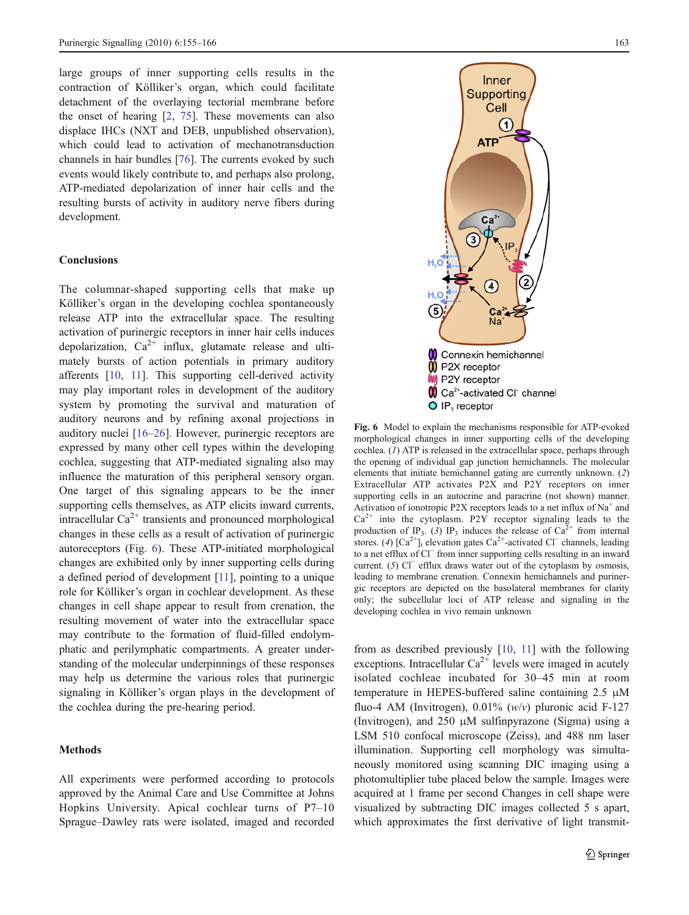large groups of inner supporting cells results in the contraction of Kölliker's organ, which could facilitate detachment of the overlaying tectorial membrane before the onset of hearing [2, 75]. These movements can also displace IHCs (NXT and DEB, unpublished observation), which could lead to activation of mechanotransduction channels in hair bundles [76]. The currents evoked by such events would likely contribute to, and perhaps also prolong, ATP-mediated depolarization of inner hair cells and the resulting bursts of activity in auditory nerve fibers during development.

## Conclusions

The columnar-shaped supporting cells that make up Kölliker's organ in the developing cochlea spontaneously release ATP into the extracellular space. The resulting activation of purinergic receptors in inner hair cells induces depolarization, $Ca^{2+}$ influx, glutamate release and ultimately bursts of action potentials in primary auditory afferents [10, 11]. This supporting cell-derived activity may play important roles in development of the auditory system by promoting the survival and maturation of auditory neurons and by refining axonal projections in auditory nuclei [16–26]. However, purinergic receptors are expressed by many other cell types within the developing cochlea, suggesting that ATP-mediated signaling also may influence the maturation of this peripheral sensory organ. One target of this signaling appears to be the inner supporting cells themselves, as ATP elicits inward currents, intracellular $Ca^{2+}$ transients and pronounced morphological changes in these cells as a result of activation of purinergic autoreceptors (Fig. 6). These ATP-initiated morphological changes are exhibited only by inner supporting cells during a defined period of development [11], pointing to a unique role for Kölliker's organ in cochlear development. As these changes in cell shape appear to result from crenation, the resulting movement of water into the extracellular space may contribute to the formation of fluid-filled endolymphatic and perilymphatic compartments. A greater understanding of the molecular underpinnings of these responses may help us determine the various roles that purinergic signaling in Kölliker's organ plays in the development of the cochlea during the pre-hearing period.

Fig. 6 Model to explain the mechanisms responsible for ATP-evoked morphological changes in inner supporting cells of the developing cochlea. (*1*) ATP is released in the extracellular space, perhaps through the opening of individual gap junction hemichannels. The molecular elements that initiate hemichannel gating are currently unknown. (*2*) Extracellular ATP activates P2X and P2Y receptors on inner supporting cells in an autocrine and paracrine (not shown) manner. Activation of ionotropic P2X receptors leads to a net influx of $Na^{+}$ and $Ca^{2+}$ into the cytoplasm. P2Y receptor signaling leads to the production of $IP_3$. (*3*) $IP_3$ induces the release of $Ca^{2+}$ from internal stores. (*4*) $[Ca^{2+}]_i$ elevation gates $Ca^{2+}$-activated $Cl^-$ channels, leading to a net efflux of $Cl^-$ from inner supporting cells resulting in an inward current. (*5*) $Cl^-$ efflux draws water out of the cytoplasm by osmosis, leading to membrane crenation. Connexin hemichannels and purinergic receptors are depicted on the basolateral membranes for clarity only; the subcellular loci of ATP release and signaling in the developing cochlea in vivo remain unknown

## Methods

All experiments were performed according to protocols approved by the Animal Care and Use Committee at Johns Hopkins University. Apical cochlear turns of P7–10 Sprague–Dawley rats were isolated, imaged and recorded from as described previously [10, 11] with the following exceptions. Intracellular $Ca^{2+}$ levels were imaged in acutely isolated cochleae incubated for 30–45 min at room temperature in HEPES-buffered saline containing 2.5 μM fluo-4 AM (Invitrogen), 0.01% (*w*/*v*) pluronic acid F-127 (Invitrogen), and 250 μM sulfinpyrazone (Sigma) using a LSM 510 confocal microscope (Zeiss), and 488 nm laser illumination. Supporting cell morphology was simultaneously monitored using scanning DIC imaging using a photomultiplier tube placed below the sample. Images were acquired at 1 frame per second Changes in cell shape were visualized by subtracting DIC images collected 5 s apart, which approximates the first derivative of light transmit-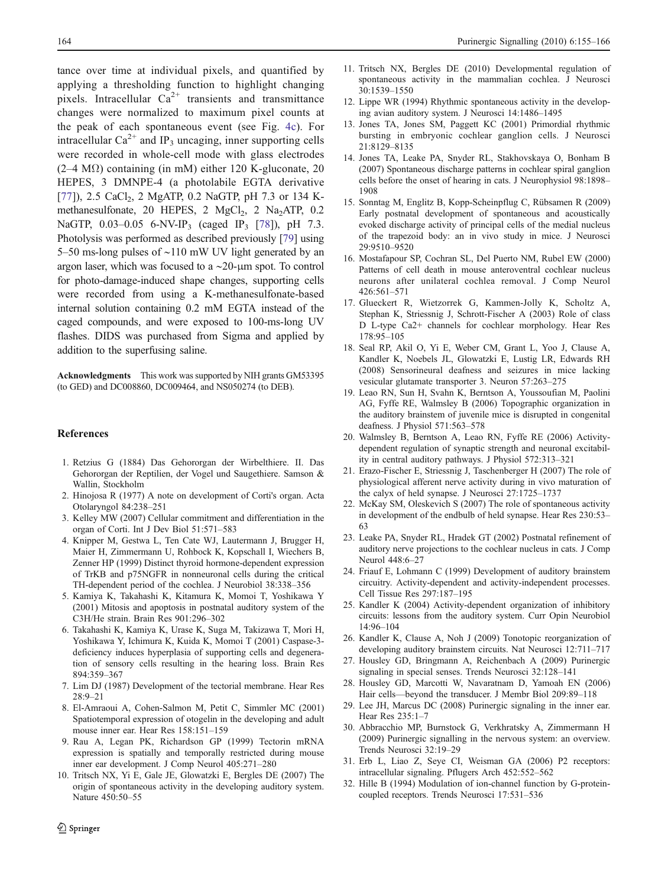tance over time at individual pixels, and quantified by applying a thresholding function to highlight changing pixels. Intracellular $Ca^{2+}$ transients and transmittance changes were normalized to maximum pixel counts at the peak of each spontaneous event (see Fig. 4c). For intracellular $Ca^{2+}$ and $IP_3$ uncaging, inner supporting cells were recorded in whole-cell mode with glass electrodes (2–4 MΩ) containing (in mM) either 120 K-gluconate, 20 HEPES, 3 DMNPE-4 (a photolabile EGTA derivative [77]), 2.5 $CaCl_2$, 2 MgATP, 0.2 NaGTP, pH 7.3 or 134 K-methanesulfonate, 20 HEPES, 2 $MgCl_2$, 2 $Na_2ATP$, 0.2 NaGTP, 0.03–0.05 6-NV-$IP_3$ (caged $IP_3$ [78]), pH 7.3. Photolysis was performed as described previously [79] using 5–50 ms-long pulses of ~110 mW UV light generated by an argon laser, which was focused to a ~20-μm spot. To control for photo-damage-induced shape changes, supporting cells were recorded from using a K-methanesulfonate-based internal solution containing 0.2 mM EGTA instead of the caged compounds, and were exposed to 100-ms-long UV flashes. DIDS was purchased from Sigma and applied by addition to the superfusing saline.

**Acknowledgments** This work was supported by NIH grants GM53395 (to GED) and DC008860, DC009464, and NS050274 (to DEB).

## References

1. Retzius G (1884) Das Gehororgan der Wirbelthiere. II. Das Gehororgan der Reptilien, der Vogel und Saugethiere. Samson & Wallin, Stockholm
2. Hinojosa R (1977) A note on development of Corti's organ. Acta Otolaryngol 84:238–251
3. Kelley MW (2007) Cellular commitment and differentiation in the organ of Corti. Int J Dev Biol 51:571–583
4. Knipper M, Gestwa L, Ten Cate WJ, Lautermann J, Brugger H, Maier H, Zimmermann U, Rohbock K, Kopschall I, Wiechers B, Zenner HP (1999) Distinct thyroid hormone-dependent expression of TrKB and p75NGFR in nonneuronal cells during the critical TH-dependent period of the cochlea. J Neurobiol 38:338–356
5. Kamiya K, Takahashi K, Kitamura K, Momoi T, Yoshikawa Y (2001) Mitosis and apoptosis in postnatal auditory system of the C3H/He strain. Brain Res 901:296–302
6. Takahashi K, Kamiya K, Urase K, Suga M, Takizawa T, Mori H, Yoshikawa Y, Ichimura K, Kuida K, Momoi T (2001) Caspase-3-deficiency induces hyperplasia of supporting cells and degeneration of sensory cells resulting in the hearing loss. Brain Res 894:359–367
7. Lim DJ (1987) Development of the tectorial membrane. Hear Res 28:9–21
8. El-Amraoui A, Cohen-Salmon M, Petit C, Simmler MC (2001) Spatiotemporal expression of otogelin in the developing and adult mouse inner ear. Hear Res 158:151–159
9. Rau A, Legan PK, Richardson GP (1999) Tectorin mRNA expression is spatially and temporally restricted during mouse inner ear development. J Comp Neurol 405:271–280
10. Tritsch NX, Yi E, Gale JE, Glowatzki E, Bergles DE (2007) The origin of spontaneous activity in the developing auditory system. Nature 450:50–55
11. Tritsch NX, Bergles DE (2010) Developmental regulation of spontaneous activity in the mammalian cochlea. J Neurosci 30:1539–1550
12. Lippe WR (1994) Rhythmic spontaneous activity in the developing avian auditory system. J Neurosci 14:1486–1495
13. Jones TA, Jones SM, Paggett KC (2001) Primordial rhythmic bursting in embryonic cochlear ganglion cells. J Neurosci 21:8129–8135
14. Jones TA, Leake PA, Snyder RL, Stakhovskaya O, Bonham B (2007) Spontaneous discharge patterns in cochlear spiral ganglion cells before the onset of hearing in cats. J Neurophysiol 98:1898–1908
15. Sonntag M, Englitz B, Kopp-Scheinpflug C, Rübsamen R (2009) Early postnatal development of spontaneous and acoustically evoked discharge activity of principal cells of the medial nucleus of the trapezoid body: an in vivo study in mice. J Neurosci 29:9510–9520
16. Mostafapour SP, Cochran SL, Del Puerto NM, Rubel EW (2000) Patterns of cell death in mouse anteroventral cochlear nucleus neurons after unilateral cochlea removal. J Comp Neurol 426:561–571
17. Glueckert R, Wietzorrek G, Kammen-Jolly K, Scholtz A, Stephan K, Striessnig J, Schrott-Fischer A (2003) Role of class D L-type Ca2+ channels for cochlear morphology. Hear Res 178:95–105
18. Seal RP, Akil O, Yi E, Weber CM, Grant L, Yoo J, Clause A, Kandler K, Noebels JL, Glowatzki E, Lustig LR, Edwards RH (2008) Sensorineural deafness and seizures in mice lacking vesicular glutamate transporter 3. Neuron 57:263–275
19. Leao RN, Sun H, Svahn K, Berntson A, Youssoufian M, Paolini AG, Fyffe RE, Walmsley B (2006) Topographic organization in the auditory brainstem of juvenile mice is disrupted in congenital deafness. J Physiol 571:563–578
20. Walmsley B, Berntson A, Leao RN, Fyffe RE (2006) Activity-dependent regulation of synaptic strength and neuronal excitability in central auditory pathways. J Physiol 572:313–321
21. Erazo-Fischer E, Striessnig J, Taschenberger H (2007) The role of physiological afferent nerve activity during in vivo maturation of the calyx of held synapse. J Neurosci 27:1725–1737
22. McKay SM, Oleskevich S (2007) The role of spontaneous activity in development of the endbulb of held synapse. Hear Res 230:53–63
23. Leake PA, Snyder RL, Hradek GT (2002) Postnatal refinement of auditory nerve projections to the cochlear nucleus in cats. J Comp Neurol 448:6–27
24. Friauf E, Lohmann C (1999) Development of auditory brainstem circuitry. Activity-dependent and activity-independent processes. Cell Tissue Res 297:187–195
25. Kandler K (2004) Activity-dependent organization of inhibitory circuits: lessons from the auditory system. Curr Opin Neurobiol 14:96–104
26. Kandler K, Clause A, Noh J (2009) Tonotopic reorganization of developing auditory brainstem circuits. Nat Neurosci 12:711–717
27. Housley GD, Bringmann A, Reichenbach A (2009) Purinergic signaling in special senses. Trends Neurosci 32:128–141
28. Housley GD, Marcotti W, Navaratnam D, Yamoah EN (2006) Hair cells—beyond the transducer. J Membr Biol 209:89–118
29. Lee JH, Marcus DC (2008) Purinergic signaling in the inner ear. Hear Res 235:1–7
30. Abbracchio MP, Burnstock G, Verkhratsky A, Zimmermann H (2009) Purinergic signalling in the nervous system: an overview. Trends Neurosci 32:19–29
31. Erb L, Liao Z, Seye CI, Weisman GA (2006) P2 receptors: intracellular signaling. Pflugers Arch 452:552–562
32. Hille B (1994) Modulation of ion-channel function by G-protein-coupled receptors. Trends Neurosci 17:531–536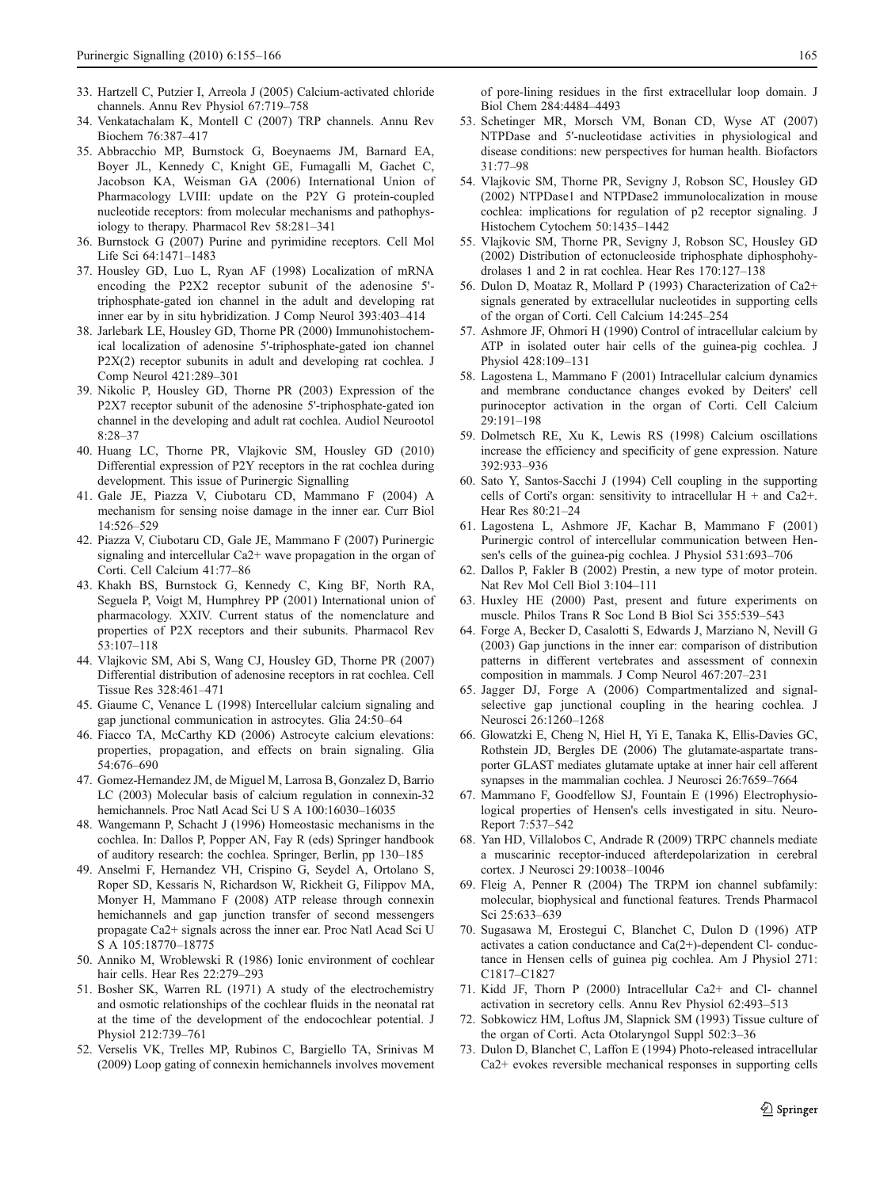33. Hartzell C, Putzier I, Arreola J (2005) Calcium-activated chloride channels. Annu Rev Physiol 67:719–758
34. Venkatachalam K, Montell C (2007) TRP channels. Annu Rev Biochem 76:387–417
35. Abbracchio MP, Burnstock G, Boeynaems JM, Barnard EA, Boyer JL, Kennedy C, Knight GE, Fumagalli M, Gachet C, Jacobson KA, Weisman GA (2006) International Union of Pharmacology LVIII: update on the P2Y G protein-coupled nucleotide receptors: from molecular mechanisms and pathophysiology to therapy. Pharmacol Rev 58:281–341
36. Burnstock G (2007) Purine and pyrimidine receptors. Cell Mol Life Sci 64:1471–1483
37. Housley GD, Luo L, Ryan AF (1998) Localization of mRNA encoding the P2X2 receptor subunit of the adenosine 5'-triphosphate-gated ion channel in the adult and developing rat inner ear by in situ hybridization. J Comp Neurol 393:403–414
38. Jarlebark LE, Housley GD, Thorne PR (2000) Immunohistochemical localization of adenosine 5'-triphosphate-gated ion channel P2X(2) receptor subunits in adult and developing rat cochlea. J Comp Neurol 421:289–301
39. Nikolic P, Housley GD, Thorne PR (2003) Expression of the P2X7 receptor subunit of the adenosine 5'-triphosphate-gated ion channel in the developing and adult rat cochlea. Audiol Neurootol 8:28–37
40. Huang LC, Thorne PR, Vlajkovic SM, Housley GD (2010) Differential expression of P2Y receptors in the rat cochlea during development. This issue of Purinergic Signalling
41. Gale JE, Piazza V, Ciubotaru CD, Mammano F (2004) A mechanism for sensing noise damage in the inner ear. Curr Biol 14:526–529
42. Piazza V, Ciubotaru CD, Gale JE, Mammano F (2007) Purinergic signaling and intercellular Ca2+ wave propagation in the organ of Corti. Cell Calcium 41:77–86
43. Khakh BS, Burnstock G, Kennedy C, King BF, North RA, Seguela P, Voigt M, Humphrey PP (2001) International union of pharmacology. XXIV. Current status of the nomenclature and properties of P2X receptors and their subunits. Pharmacol Rev 53:107–118
44. Vlajkovic SM, Abi S, Wang CJ, Housley GD, Thorne PR (2007) Differential distribution of adenosine receptors in rat cochlea. Cell Tissue Res 328:461–471
45. Giaume C, Venance L (1998) Intercellular calcium signaling and gap junctional communication in astrocytes. Glia 24:50–64
46. Fiacco TA, McCarthy KD (2006) Astrocyte calcium elevations: properties, propagation, and effects on brain signaling. Glia 54:676–690
47. Gomez-Hernandez JM, de Miguel M, Larrosa B, Gonzalez D, Barrio LC (2003) Molecular basis of calcium regulation in connexin-32 hemichannels. Proc Natl Acad Sci U S A 100:16030–16035
48. Wangemann P, Schacht J (1996) Homeostasic mechanisms in the cochlea. In: Dallos P, Popper AN, Fay R (eds) Springer handbook of auditory research: the cochlea. Springer, Berlin, pp 130–185
49. Anselmi F, Hernandez VH, Crispino G, Seydel A, Ortolano S, Roper SD, Kessaris N, Richardson W, Rickheit G, Filippov MA, Monyer H, Mammano F (2008) ATP release through connexin hemichannels and gap junction transfer of second messengers propagate Ca2+ signals across the inner ear. Proc Natl Acad Sci U S A 105:18770–18775
50. Anniko M, Wroblewski R (1986) Ionic environment of cochlear hair cells. Hear Res 22:279–293
51. Bosher SK, Warren RL (1971) A study of the electrochemistry and osmotic relationships of the cochlear fluids in the neonatal rat at the time of the development of the endocochlear potential. J Physiol 212:739–761
52. Verselis VK, Trelles MP, Rubinos C, Bargiello TA, Srinivas M (2009) Loop gating of connexin hemichannels involves movement of pore-lining residues in the first extracellular loop domain. J Biol Chem 284:4484–4493
53. Schetinger MR, Morsch VM, Bonan CD, Wyse AT (2007) NTPDase and 5'-nucleotidase activities in physiological and disease conditions: new perspectives for human health. Biofactors 31:77–98
54. Vlajkovic SM, Thorne PR, Sevigny J, Robson SC, Housley GD (2002) NTPDase1 and NTPDase2 immunolocalization in mouse cochlea: implications for regulation of p2 receptor signaling. J Histochem Cytochem 50:1435–1442
55. Vlajkovic SM, Thorne PR, Sevigny J, Robson SC, Housley GD (2002) Distribution of ectonucleoside triphosphate diphosphohydrolases 1 and 2 in rat cochlea. Hear Res 170:127–138
56. Dulon D, Moataz R, Mollard P (1993) Characterization of Ca2+ signals generated by extracellular nucleotides in supporting cells of the organ of Corti. Cell Calcium 14:245–254
57. Ashmore JF, Ohmori H (1990) Control of intracellular calcium by ATP in isolated outer hair cells of the guinea-pig cochlea. J Physiol 428:109–131
58. Lagostena L, Mammano F (2001) Intracellular calcium dynamics and membrane conductance changes evoked by Deiters' cell purinoceptor activation in the organ of Corti. Cell Calcium 29:191–198
59. Dolmetsch RE, Xu K, Lewis RS (1998) Calcium oscillations increase the efficiency and specificity of gene expression. Nature 392:933–936
60. Sato Y, Santos-Sacchi J (1994) Cell coupling in the supporting cells of Corti's organ: sensitivity to intracellular H + and Ca2+. Hear Res 80:21–24
61. Lagostena L, Ashmore JF, Kachar B, Mammano F (2001) Purinergic control of intercellular communication between Hensen's cells of the guinea-pig cochlea. J Physiol 531:693–706
62. Dallos P, Fakler B (2002) Prestin, a new type of motor protein. Nat Rev Mol Cell Biol 3:104–111
63. Huxley HE (2000) Past, present and future experiments on muscle. Philos Trans R Soc Lond B Biol Sci 355:539–543
64. Forge A, Becker D, Casalotti S, Edwards J, Marziano N, Nevill G (2003) Gap junctions in the inner ear: comparison of distribution patterns in different vertebrates and assessment of connexin composition in mammals. J Comp Neurol 467:207–231
65. Jagger DJ, Forge A (2006) Compartmentalized and signal-selective gap junctional coupling in the hearing cochlea. J Neurosci 26:1260–1268
66. Glowatzki E, Cheng N, Hiel H, Yi E, Tanaka K, Ellis-Davies GC, Rothstein JD, Bergles DE (2006) The glutamate-aspartate transporter GLAST mediates glutamate uptake at inner hair cell afferent synapses in the mammalian cochlea. J Neurosci 26:7659–7664
67. Mammano F, Goodfellow SJ, Fountain E (1996) Electrophysiological properties of Hensen's cells investigated in situ. NeuroReport 7:537–542
68. Yan HD, Villalobos C, Andrade R (2009) TRPC channels mediate a muscarinic receptor-induced afterdepolarization in cerebral cortex. J Neurosci 29:10038–10046
69. Fleig A, Penner R (2004) The TRPM ion channel subfamily: molecular, biophysical and functional features. Trends Pharmacol Sci 25:633–639
70. Sugasawa M, Erostegui C, Blanchet C, Dulon D (1996) ATP activates a cation conductance and Ca(2+)-dependent Cl- conductance in Hensen cells of guinea pig cochlea. Am J Physiol 271: C1817–C1827
71. Kidd JF, Thorn P (2000) Intracellular Ca2+ and Cl- channel activation in secretory cells. Annu Rev Physiol 62:493–513
72. Sobkowicz HM, Loftus JM, Slapnick SM (1993) Tissue culture of the organ of Corti. Acta Otolaryngol Suppl 502:3–36
73. Dulon D, Blanchet C, Laffon E (1994) Photo-released intracellular Ca2+ evokes reversible mechanical responses in supporting cells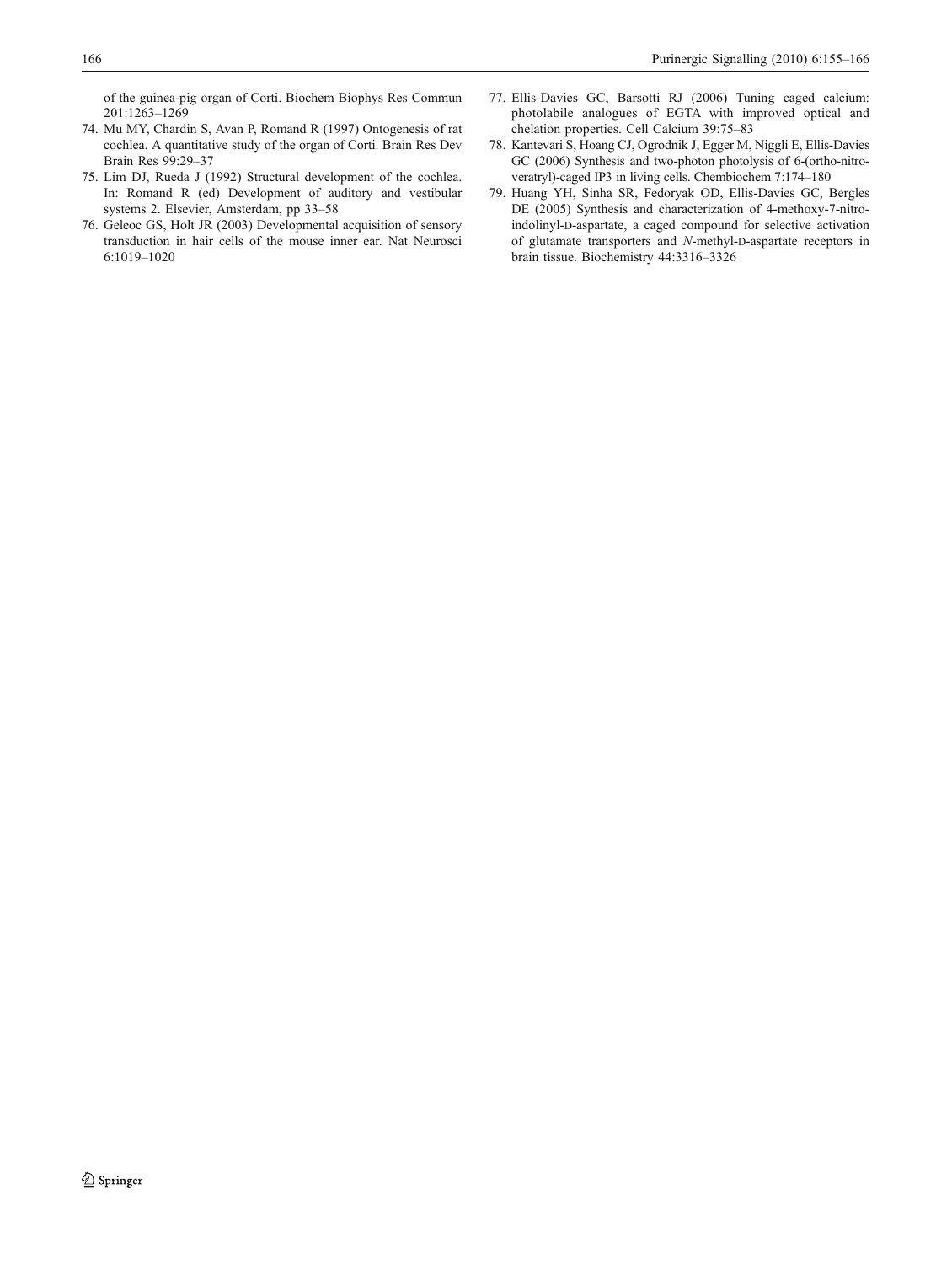of the guinea-pig organ of Corti. Biochem Biophys Res Commun 201:1263–1269

74. Mu MY, Chardin S, Avan P, Romand R (1997) Ontogenesis of rat cochlea. A quantitative study of the organ of Corti. Brain Res Dev Brain Res 99:29–37
75. Lim DJ, Rueda J (1992) Structural development of the cochlea. In: Romand R (ed) Development of auditory and vestibular systems 2. Elsevier, Amsterdam, pp 33–58
76. Geleoc GS, Holt JR (2003) Developmental acquisition of sensory transduction in hair cells of the mouse inner ear. Nat Neurosci 6:1019–1020
77. Ellis-Davies GC, Barsotti RJ (2006) Tuning caged calcium: photolabile analogues of EGTA with improved optical and chelation properties. Cell Calcium 39:75–83
78. Kantevari S, Hoang CJ, Ogrodnik J, Egger M, Niggli E, Ellis-Davies GC (2006) Synthesis and two-photon photolysis of 6-(ortho-nitroveratryl)-caged IP3 in living cells. Chembiochem 7:174–180
79. Huang YH, Sinha SR, Fedoryak OD, Ellis-Davies GC, Bergles DE (2005) Synthesis and characterization of 4-methoxy-7-nitroindolinyl-D-aspartate, a caged compound for selective activation of glutamate transporters and *N*-methyl-D-aspartate receptors in brain tissue. Biochemistry 44:3316–3326